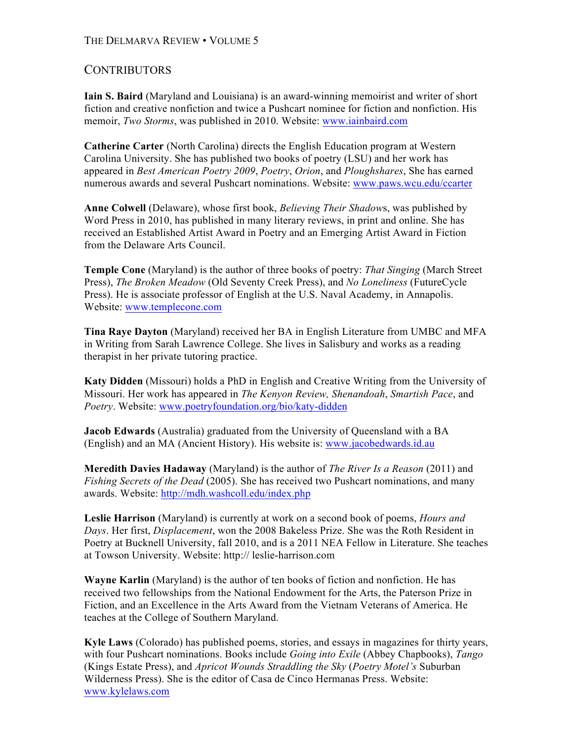## CONTRIBUTORS

**Iain S. Baird** (Maryland and Louisiana) is an award-winning memoirist and writer of short fiction and creative nonfiction and twice a Pushcart nominee for fiction and nonfiction. His memoir, *Two Storms*, was published in 2010. Website: www.iainbaird.com

**Catherine Carter** (North Carolina) directs the English Education program at Western Carolina University. She has published two books of poetry (LSU) and her work has appeared in *Best American Poetry 2009*, *Poetry*, *Orion*, and *Ploughshares*, She has earned numerous awards and several Pushcart nominations. Website: www.paws.wcu.edu/ccarter

**Anne Colwell** (Delaware), whose first book, *Believing Their Shadow*s, was published by Word Press in 2010, has published in many literary reviews, in print and online. She has received an Established Artist Award in Poetry and an Emerging Artist Award in Fiction from the Delaware Arts Council.

**Temple Cone** (Maryland) is the author of three books of poetry: *That Singing* (March Street Press), *The Broken Meadow* (Old Seventy Creek Press), and *No Loneliness* (FutureCycle Press). He is associate professor of English at the U.S. Naval Academy, in Annapolis. Website: www.templecone.com

**Tina Raye Dayton** (Maryland) received her BA in English Literature from UMBC and MFA in Writing from Sarah Lawrence College. She lives in Salisbury and works as a reading therapist in her private tutoring practice.

**Katy Didden** (Missouri) holds a PhD in English and Creative Writing from the University of Missouri. Her work has appeared in *The Kenyon Review, Shenandoah*, *Smartish Pace*, and *Poetry*. Website: www.poetryfoundation.org/bio/katy-didden

**Jacob Edwards** (Australia) graduated from the University of Queensland with a BA (English) and an MA (Ancient History). His website is: www.jacobedwards.id.au

**Meredith Davies Hadaway** (Maryland) is the author of *The River Is a Reason* (2011) and *Fishing Secrets of the Dead* (2005). She has received two Pushcart nominations, and many awards. Website: http://mdh.washcoll.edu/index.php

**Leslie Harrison** (Maryland) is currently at work on a second book of poems, *Hours and Days*. Her first, *Displacement*, won the 2008 Bakeless Prize. She was the Roth Resident in Poetry at Bucknell University, fall 2010, and is a 2011 NEA Fellow in Literature. She teaches at Towson University. Website: http:// leslie-harrison.com

**Wayne Karlin** (Maryland) is the author of ten books of fiction and nonfiction. He has received two fellowships from the National Endowment for the Arts, the Paterson Prize in Fiction, and an Excellence in the Arts Award from the Vietnam Veterans of America. He teaches at the College of Southern Maryland.

**Kyle Laws** (Colorado) has published poems, stories, and essays in magazines for thirty years, with four Pushcart nominations. Books include *Going into Exile* (Abbey Chapbooks), *Tango* (Kings Estate Press), and *Apricot Wounds Straddling the Sky* (*Poetry Motel's* Suburban Wilderness Press). She is the editor of Casa de Cinco Hermanas Press. Website: www.kylelaws.com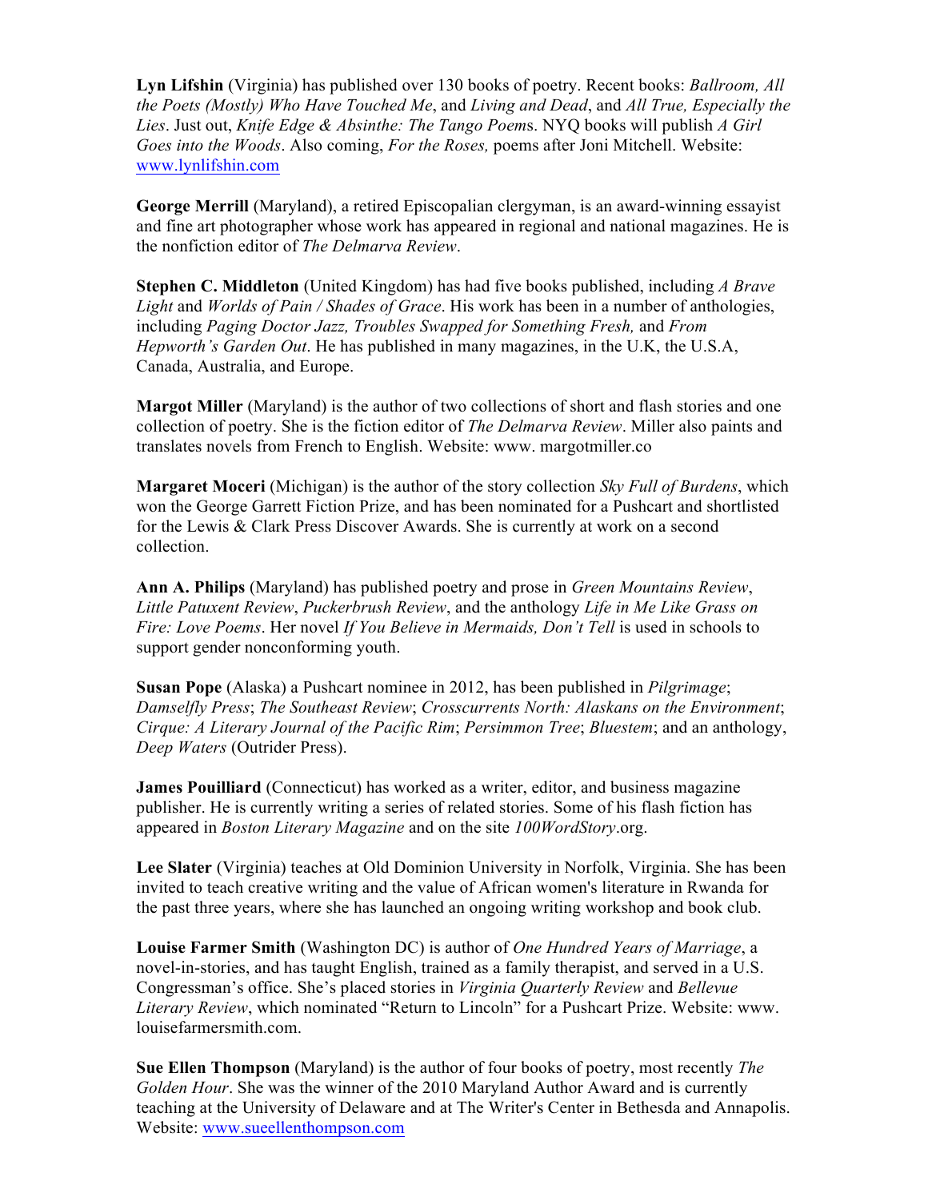**Lyn Lifshin** (Virginia) has published over 130 books of poetry. Recent books: *Ballroom, All the Poets (Mostly) Who Have Touched Me*, and *Living and Dead*, and *All True, Especially the Lies*. Just out, *Knife Edge & Absinthe: The Tango Poem*s. NYQ books will publish *A Girl Goes into the Woods*. Also coming, *For the Roses,* poems after Joni Mitchell. Website: www.lynlifshin.com

**George Merrill** (Maryland), a retired Episcopalian clergyman, is an award-winning essayist and fine art photographer whose work has appeared in regional and national magazines. He is the nonfiction editor of *The Delmarva Review*.

**Stephen C. Middleton** (United Kingdom) has had five books published, including *A Brave Light* and *Worlds of Pain / Shades of Grace*. His work has been in a number of anthologies, including *Paging Doctor Jazz, Troubles Swapped for Something Fresh,* and *From Hepworth's Garden Out*. He has published in many magazines, in the U.K, the U.S.A, Canada, Australia, and Europe.

**Margot Miller** (Maryland) is the author of two collections of short and flash stories and one collection of poetry. She is the fiction editor of *The Delmarva Review*. Miller also paints and translates novels from French to English. Website: www. margotmiller.co

**Margaret Moceri** (Michigan) is the author of the story collection *Sky Full of Burdens*, which won the George Garrett Fiction Prize, and has been nominated for a Pushcart and shortlisted for the Lewis & Clark Press Discover Awards. She is currently at work on a second collection.

**Ann A. Philips** (Maryland) has published poetry and prose in *Green Mountains Review*, *Little Patuxent Review*, *Puckerbrush Review*, and the anthology *Life in Me Like Grass on Fire: Love Poems*. Her novel *If You Believe in Mermaids, Don't Tell* is used in schools to support gender nonconforming youth.

**Susan Pope** (Alaska) a Pushcart nominee in 2012, has been published in *Pilgrimage*; *Damselfly Press*; *The Southeast Review*; *Crosscurrents North: Alaskans on the Environment*; *Cirque: A Literary Journal of the Pacific Rim*; *Persimmon Tree*; *Bluestem*; and an anthology, *Deep Waters* (Outrider Press).

**James Pouilliard** (Connecticut) has worked as a writer, editor, and business magazine publisher. He is currently writing a series of related stories. Some of his flash fiction has appeared in *Boston Literary Magazine* and on the site *100WordStory*.org.

**Lee Slater** (Virginia) teaches at Old Dominion University in Norfolk, Virginia. She has been invited to teach creative writing and the value of African women's literature in Rwanda for the past three years, where she has launched an ongoing writing workshop and book club.

**Louise Farmer Smith** (Washington DC) is author of *One Hundred Years of Marriage*, a novel-in-stories, and has taught English, trained as a family therapist, and served in a U.S. Congressman's office. She's placed stories in *Virginia Quarterly Review* and *Bellevue Literary Review*, which nominated "Return to Lincoln" for a Pushcart Prize. Website: www. louisefarmersmith.com.

**Sue Ellen Thompson** (Maryland) is the author of four books of poetry, most recently *The Golden Hour*. She was the winner of the 2010 Maryland Author Award and is currently teaching at the University of Delaware and at The Writer's Center in Bethesda and Annapolis. Website: www.sueellenthompson.com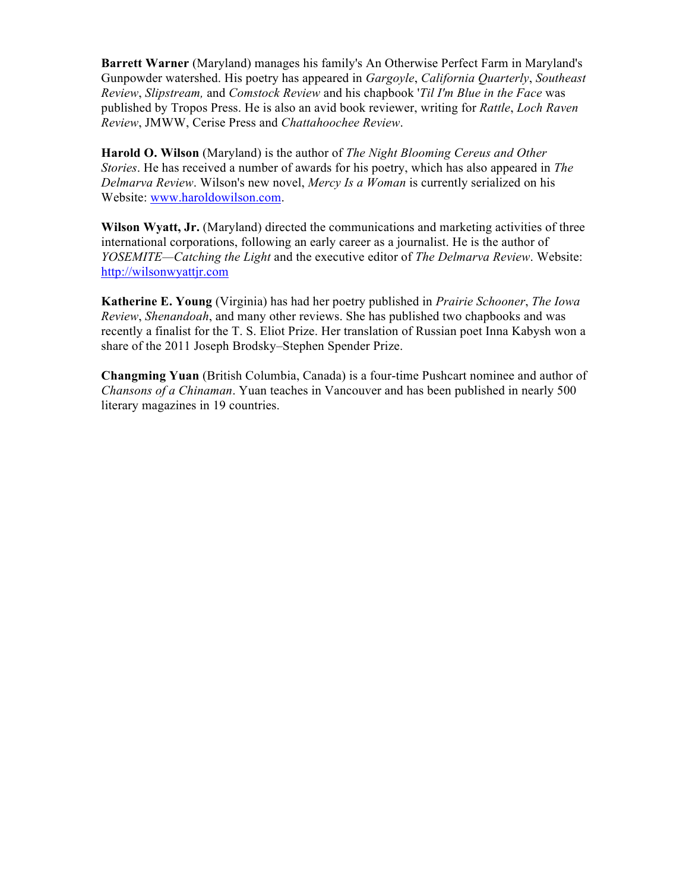**Barrett Warner** (Maryland) manages his family's An Otherwise Perfect Farm in Maryland's Gunpowder watershed. His poetry has appeared in *Gargoyle*, *California Quarterly*, *Southeast Review*, *Slipstream,* and *Comstock Review* and his chapbook '*Til I'm Blue in the Face* was published by Tropos Press. He is also an avid book reviewer, writing for *Rattle*, *Loch Raven Review*, JMWW, Cerise Press and *Chattahoochee Review*.

**Harold O. Wilson** (Maryland) is the author of *The Night Blooming Cereus and Other Stories*. He has received a number of awards for his poetry, which has also appeared in *The Delmarva Review*. Wilson's new novel, *Mercy Is a Woman* is currently serialized on his Website: [www.haroldowilson.com](www.haroldowilson.com).

**Wilson Wyatt, Jr.** (Maryland) directed the communications and marketing activities of three international corporations, following an early career as a journalist. He is the author of *YOSEMITE—Catching the Light* and the executive editor of *The Delmarva Review*. Website: [http://wilsonwyattjr.com](http://wilsonwyattjr.com)

**Katherine E. Young** (Virginia) has had her poetry published in *Prairie Schooner*, *The Iowa Review*, *Shenandoah*, and many other reviews. She has published two chapbooks and was recently a finalist for the T. S. Eliot Prize. Her translation of Russian poet Inna Kabysh won a share of the 2011 Joseph Brodsky–Stephen Spender Prize.

**Changming Yuan** (British Columbia, Canada) is a four-time Pushcart nominee and author of *Chansons of a Chinaman*. Yuan teaches in Vancouver and has been published in nearly 500 literary magazines in 19 countries.